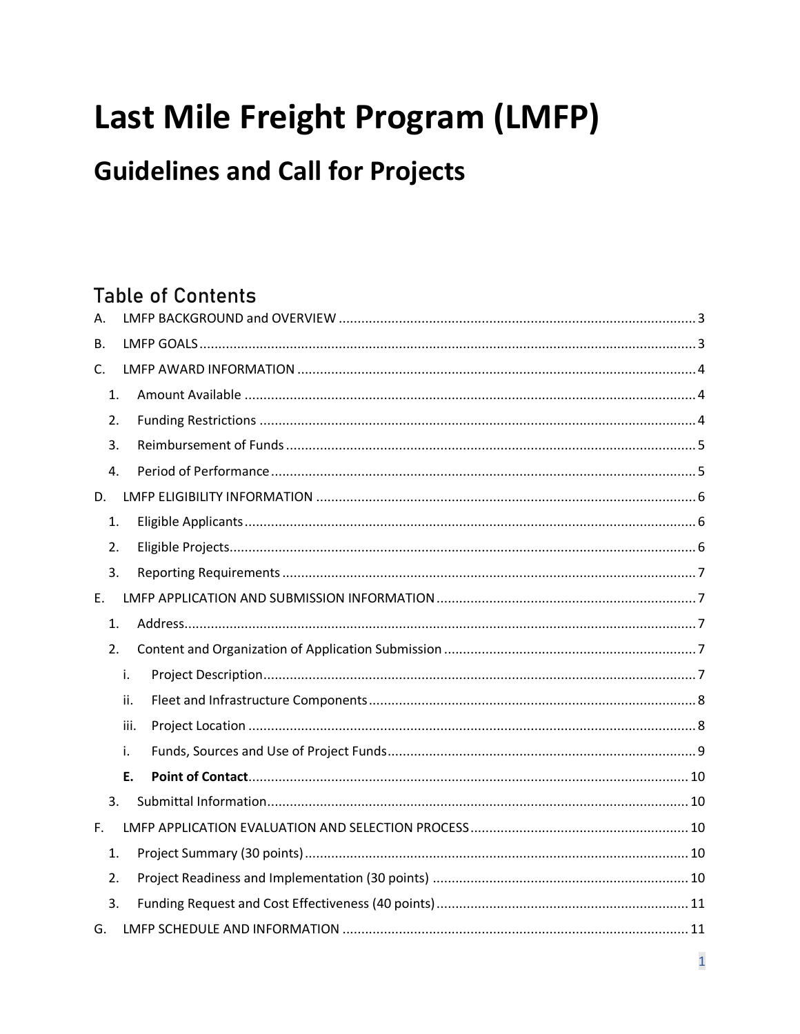# Last Mile Freight Program (LMFP)

## Guidelines and Call for Projects

### Table of Contents

A. LMFP BACKGROUND and OVERVIEW ............ 3

B. LMFP GOALS ............ 3

C. LMFP AWARD INFORMATION ............ 4

  1. Amount Available ............ 4
  2. Funding Restrictions ............ 4
  3. Reimbursement of Funds ............ 5
  4. Period of Performance ............ 5

D. LMFP ELIGIBILITY INFORMATION ............ 6

  1. Eligible Applicants ............ 6
  2. Eligible Projects ............ 6
  3. Reporting Requirements ............ 7

E. LMFP APPLICATION AND SUBMISSION INFORMATION ............ 7

  1. Address ............ 7
  2. Content and Organization of Application Submission ............ 7
     - i. Project Description ............ 7
     - ii. Fleet and Infrastructure Components ............ 8
     - iii. Project Location ............ 8
     - i. Funds, Sources and Use of Project Funds ............ 9
     - **E. Point of Contact** ............ 10
  3. Submittal Information ............ 10

F. LMFP APPLICATION EVALUATION AND SELECTION PROCESS ............ 10

  1. Project Summary (30 points) ............ 10
  2. Project Readiness and Implementation (30 points) ............ 10
  3. Funding Request and Cost Effectiveness (40 points) ............ 11

G. LMFP SCHEDULE AND INFORMATION ............ 11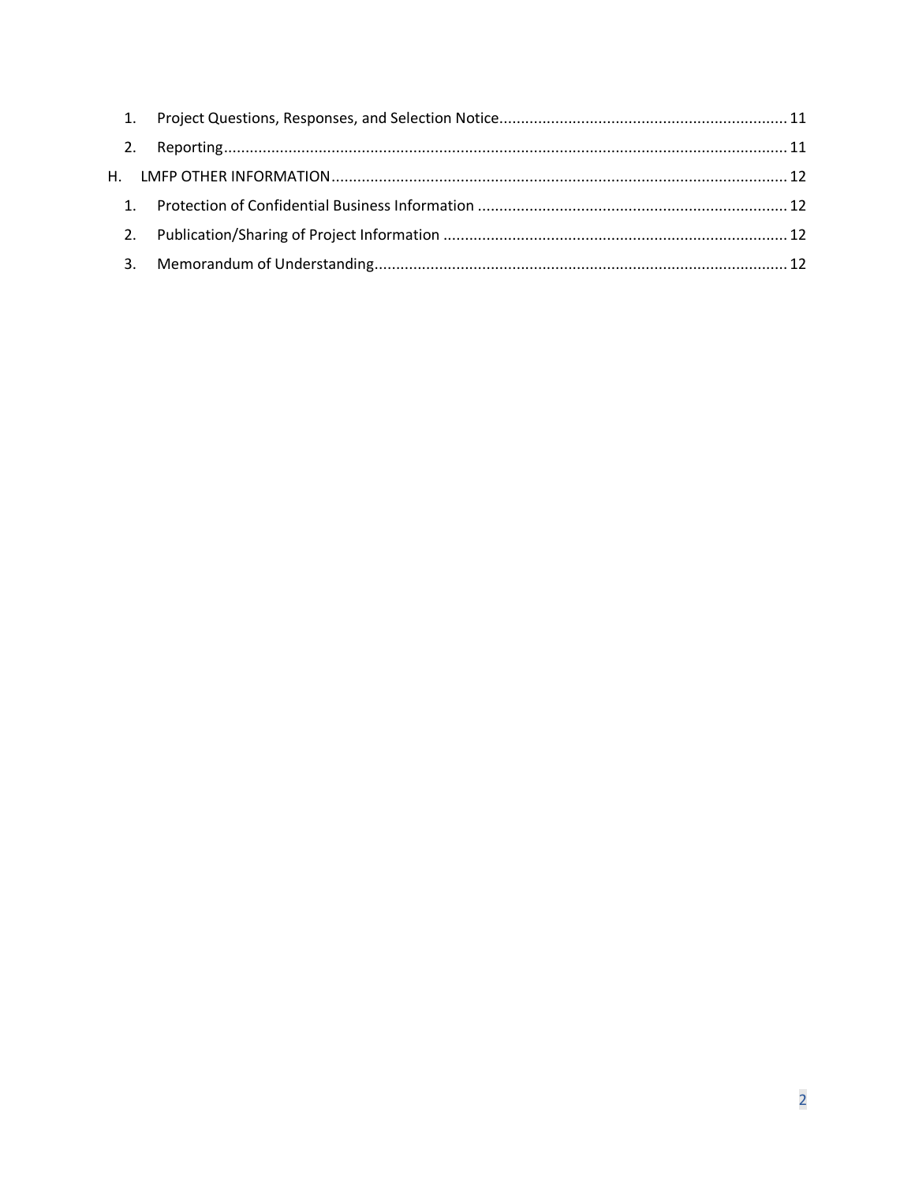1. Project Questions, Responses, and Selection Notice ........ 11
2. Reporting ........ 11

H. LMFP OTHER INFORMATION ........ 12

1. Protection of Confidential Business Information ........ 12
2. Publication/Sharing of Project Information ........ 12
3. Memorandum of Understanding ........ 12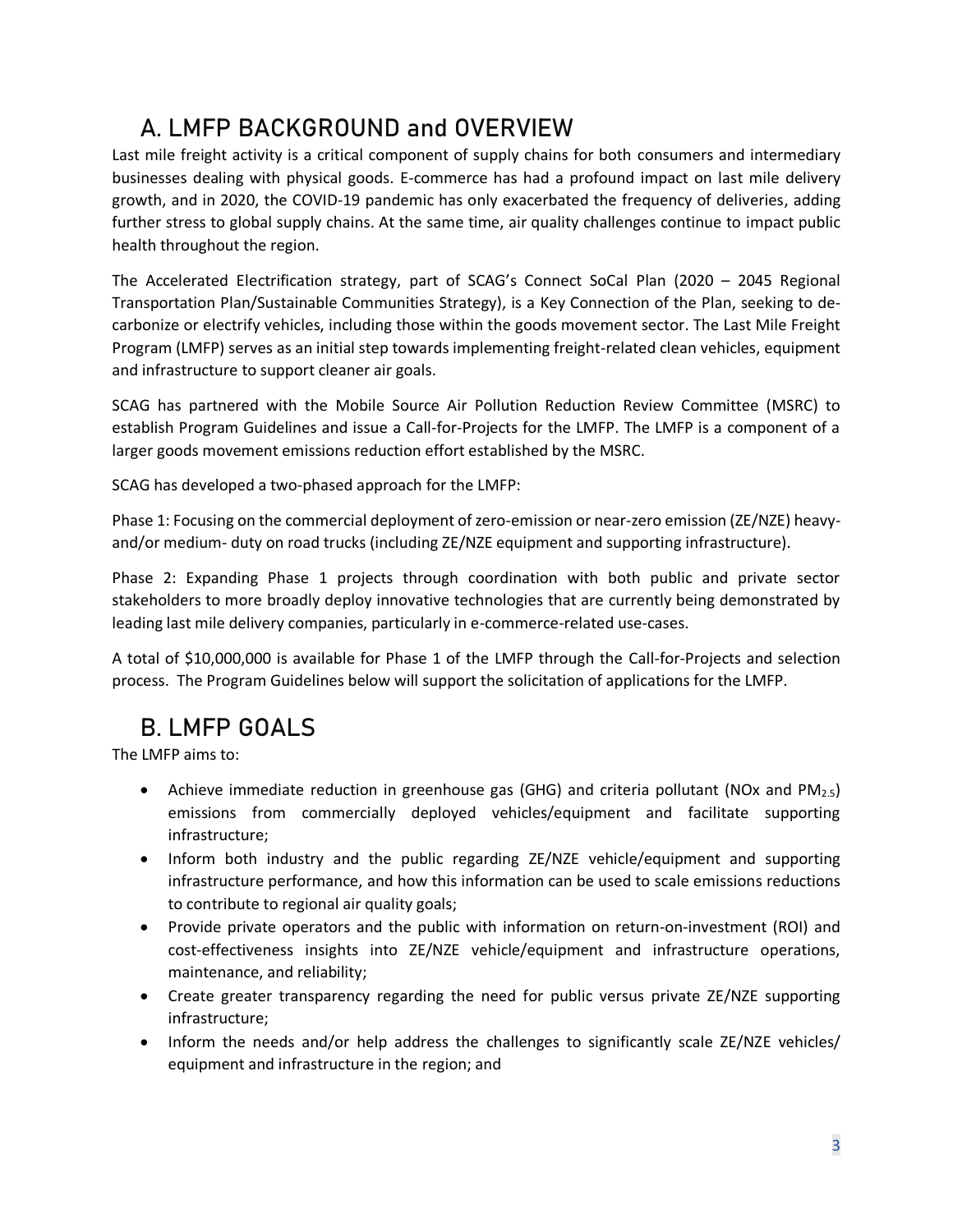## A. LMFP BACKGROUND and OVERVIEW

Last mile freight activity is a critical component of supply chains for both consumers and intermediary businesses dealing with physical goods. E-commerce has had a profound impact on last mile delivery growth, and in 2020, the COVID-19 pandemic has only exacerbated the frequency of deliveries, adding further stress to global supply chains. At the same time, air quality challenges continue to impact public health throughout the region.

The Accelerated Electrification strategy, part of SCAG's Connect SoCal Plan (2020 – 2045 Regional Transportation Plan/Sustainable Communities Strategy), is a Key Connection of the Plan, seeking to de-carbonize or electrify vehicles, including those within the goods movement sector. The Last Mile Freight Program (LMFP) serves as an initial step towards implementing freight-related clean vehicles, equipment and infrastructure to support cleaner air goals.

SCAG has partnered with the Mobile Source Air Pollution Reduction Review Committee (MSRC) to establish Program Guidelines and issue a Call-for-Projects for the LMFP. The LMFP is a component of a larger goods movement emissions reduction effort established by the MSRC.

SCAG has developed a two-phased approach for the LMFP:

Phase 1: Focusing on the commercial deployment of zero-emission or near-zero emission (ZE/NZE) heavy- and/or medium- duty on road trucks (including ZE/NZE equipment and supporting infrastructure).

Phase 2: Expanding Phase 1 projects through coordination with both public and private sector stakeholders to more broadly deploy innovative technologies that are currently being demonstrated by leading last mile delivery companies, particularly in e-commerce-related use-cases.

A total of $10,000,000 is available for Phase 1 of the LMFP through the Call-for-Projects and selection process. The Program Guidelines below will support the solicitation of applications for the LMFP.

## B. LMFP GOALS

The LMFP aims to:

- Achieve immediate reduction in greenhouse gas (GHG) and criteria pollutant (NOx and $PM_{2.5}$) emissions from commercially deployed vehicles/equipment and facilitate supporting infrastructure;
- Inform both industry and the public regarding ZE/NZE vehicle/equipment and supporting infrastructure performance, and how this information can be used to scale emissions reductions to contribute to regional air quality goals;
- Provide private operators and the public with information on return-on-investment (ROI) and cost-effectiveness insights into ZE/NZE vehicle/equipment and infrastructure operations, maintenance, and reliability;
- Create greater transparency regarding the need for public versus private ZE/NZE supporting infrastructure;
- Inform the needs and/or help address the challenges to significantly scale ZE/NZE vehicles/ equipment and infrastructure in the region; and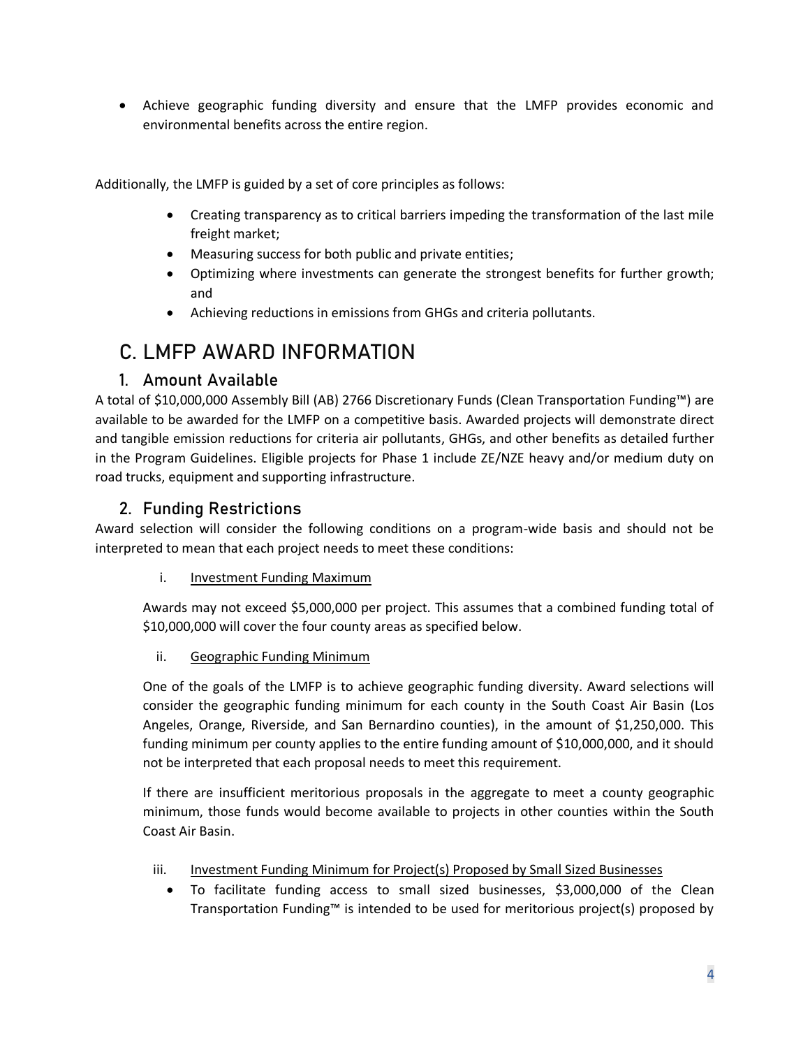- Achieve geographic funding diversity and ensure that the LMFP provides economic and environmental benefits across the entire region.

Additionally, the LMFP is guided by a set of core principles as follows:

- Creating transparency as to critical barriers impeding the transformation of the last mile freight market;
- Measuring success for both public and private entities;
- Optimizing where investments can generate the strongest benefits for further growth; and
- Achieving reductions in emissions from GHGs and criteria pollutants.

# C. LMFP AWARD INFORMATION

## 1. Amount Available

A total of $10,000,000 Assembly Bill (AB) 2766 Discretionary Funds (Clean Transportation Funding™) are available to be awarded for the LMFP on a competitive basis. Awarded projects will demonstrate direct and tangible emission reductions for criteria air pollutants, GHGs, and other benefits as detailed further in the Program Guidelines. Eligible projects for Phase 1 include ZE/NZE heavy and/or medium duty on road trucks, equipment and supporting infrastructure.

## 2. Funding Restrictions

Award selection will consider the following conditions on a program-wide basis and should not be interpreted to mean that each project needs to meet these conditions:

i. Investment Funding Maximum

Awards may not exceed $5,000,000 per project. This assumes that a combined funding total of $10,000,000 will cover the four county areas as specified below.

ii. Geographic Funding Minimum

One of the goals of the LMFP is to achieve geographic funding diversity. Award selections will consider the geographic funding minimum for each county in the South Coast Air Basin (Los Angeles, Orange, Riverside, and San Bernardino counties), in the amount of $1,250,000. This funding minimum per county applies to the entire funding amount of $10,000,000, and it should not be interpreted that each proposal needs to meet this requirement.

If there are insufficient meritorious proposals in the aggregate to meet a county geographic minimum, those funds would become available to projects in other counties within the South Coast Air Basin.

iii. Investment Funding Minimum for Project(s) Proposed by Small Sized Businesses

- To facilitate funding access to small sized businesses, $3,000,000 of the Clean Transportation Funding™ is intended to be used for meritorious project(s) proposed by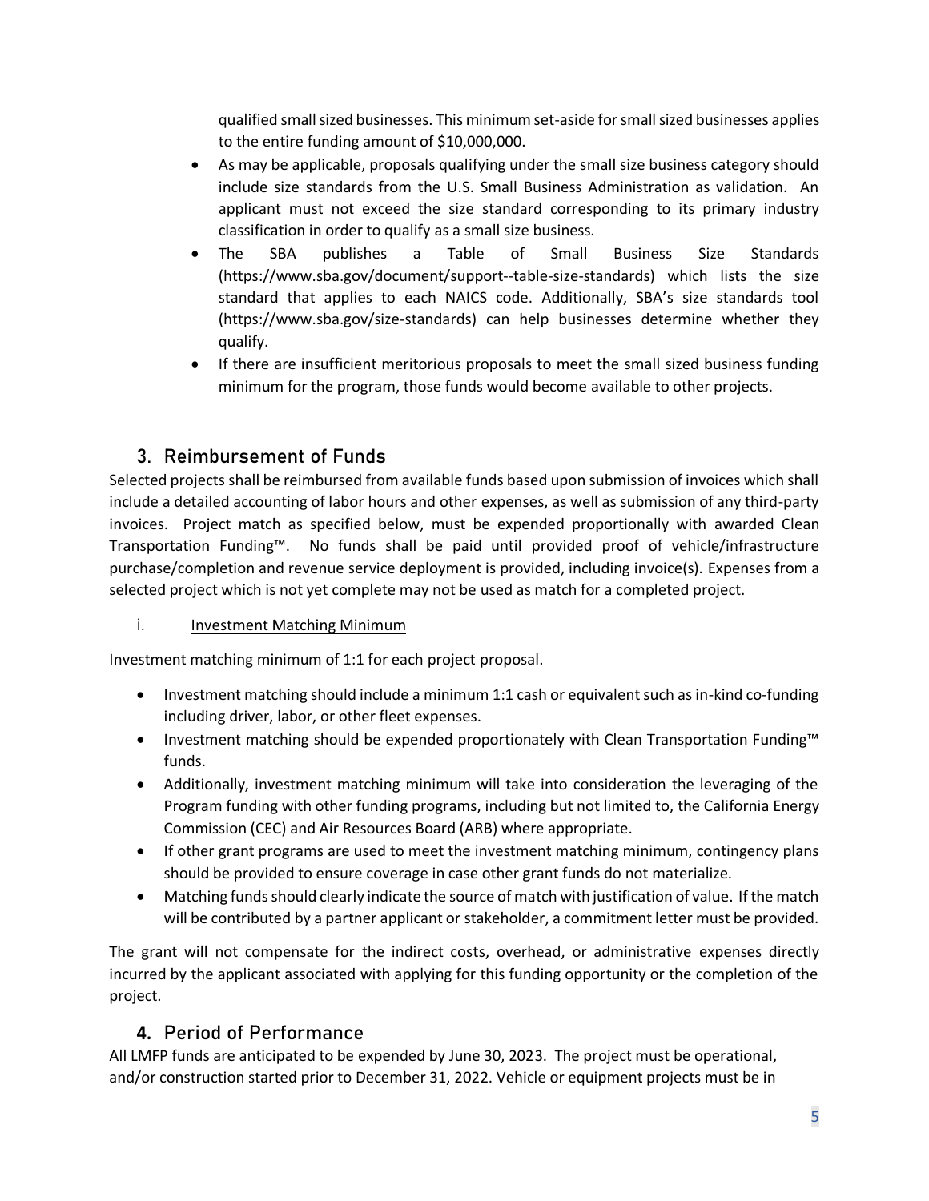qualified small sized businesses. This minimum set-aside for small sized businesses applies to the entire funding amount of $10,000,000.

- As may be applicable, proposals qualifying under the small size business category should include size standards from the U.S. Small Business Administration as validation. An applicant must not exceed the size standard corresponding to its primary industry classification in order to qualify as a small size business.
- The SBA publishes a Table of Small Business Size Standards (https://www.sba.gov/document/support--table-size-standards) which lists the size standard that applies to each NAICS code. Additionally, SBA's size standards tool (https://www.sba.gov/size-standards) can help businesses determine whether they qualify.
- If there are insufficient meritorious proposals to meet the small sized business funding minimum for the program, those funds would become available to other projects.

## 3. Reimbursement of Funds

Selected projects shall be reimbursed from available funds based upon submission of invoices which shall include a detailed accounting of labor hours and other expenses, as well as submission of any third-party invoices. Project match as specified below, must be expended proportionally with awarded Clean Transportation Funding™. No funds shall be paid until provided proof of vehicle/infrastructure purchase/completion and revenue service deployment is provided, including invoice(s). Expenses from a selected project which is not yet complete may not be used as match for a completed project.

i. Investment Matching Minimum

Investment matching minimum of 1:1 for each project proposal.

- Investment matching should include a minimum 1:1 cash or equivalent such as in-kind co-funding including driver, labor, or other fleet expenses.
- Investment matching should be expended proportionately with Clean Transportation Funding™ funds.
- Additionally, investment matching minimum will take into consideration the leveraging of the Program funding with other funding programs, including but not limited to, the California Energy Commission (CEC) and Air Resources Board (ARB) where appropriate.
- If other grant programs are used to meet the investment matching minimum, contingency plans should be provided to ensure coverage in case other grant funds do not materialize.
- Matching funds should clearly indicate the source of match with justification of value. If the match will be contributed by a partner applicant or stakeholder, a commitment letter must be provided.

The grant will not compensate for the indirect costs, overhead, or administrative expenses directly incurred by the applicant associated with applying for this funding opportunity or the completion of the project.

## 4. Period of Performance

All LMFP funds are anticipated to be expended by June 30, 2023. The project must be operational, and/or construction started prior to December 31, 2022. Vehicle or equipment projects must be in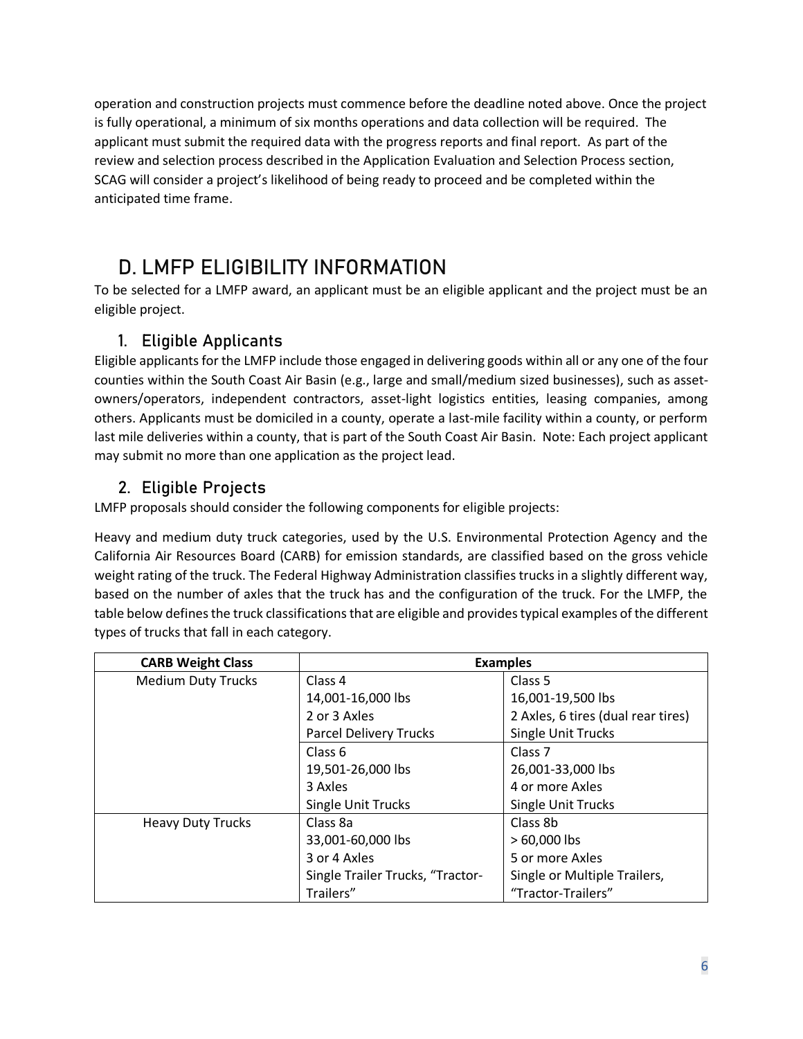operation and construction projects must commence before the deadline noted above. Once the project is fully operational, a minimum of six months operations and data collection will be required. The applicant must submit the required data with the progress reports and final report. As part of the review and selection process described in the Application Evaluation and Selection Process section, SCAG will consider a project's likelihood of being ready to proceed and be completed within the anticipated time frame.

# D. LMFP ELIGIBILITY INFORMATION

To be selected for a LMFP award, an applicant must be an eligible applicant and the project must be an eligible project.

## 1. Eligible Applicants

Eligible applicants for the LMFP include those engaged in delivering goods within all or any one of the four counties within the South Coast Air Basin (e.g., large and small/medium sized businesses), such as asset-owners/operators, independent contractors, asset-light logistics entities, leasing companies, among others. Applicants must be domiciled in a county, operate a last-mile facility within a county, or perform last mile deliveries within a county, that is part of the South Coast Air Basin. Note: Each project applicant may submit no more than one application as the project lead.

## 2. Eligible Projects

LMFP proposals should consider the following components for eligible projects:

Heavy and medium duty truck categories, used by the U.S. Environmental Protection Agency and the California Air Resources Board (CARB) for emission standards, are classified based on the gross vehicle weight rating of the truck. The Federal Highway Administration classifies trucks in a slightly different way, based on the number of axles that the truck has and the configuration of the truck. For the LMFP, the table below defines the truck classifications that are eligible and provides typical examples of the different types of trucks that fall in each category.

| CARB Weight Class | Examples | |
|---|---|---|
| Medium Duty Trucks | Class 4<br>14,001-16,000 lbs<br>2 or 3 Axles<br>Parcel Delivery Trucks | Class 5<br>16,001-19,500 lbs<br>2 Axles, 6 tires (dual rear tires)<br>Single Unit Trucks |
| | Class 6<br>19,501-26,000 lbs<br>3 Axles<br>Single Unit Trucks | Class 7<br>26,001-33,000 lbs<br>4 or more Axles<br>Single Unit Trucks |
| Heavy Duty Trucks | Class 8a<br>33,001-60,000 lbs<br>3 or 4 Axles<br>Single Trailer Trucks, "Tractor-Trailers" | Class 8b<br>> 60,000 lbs<br>5 or more Axles<br>Single or Multiple Trailers, "Tractor-Trailers" |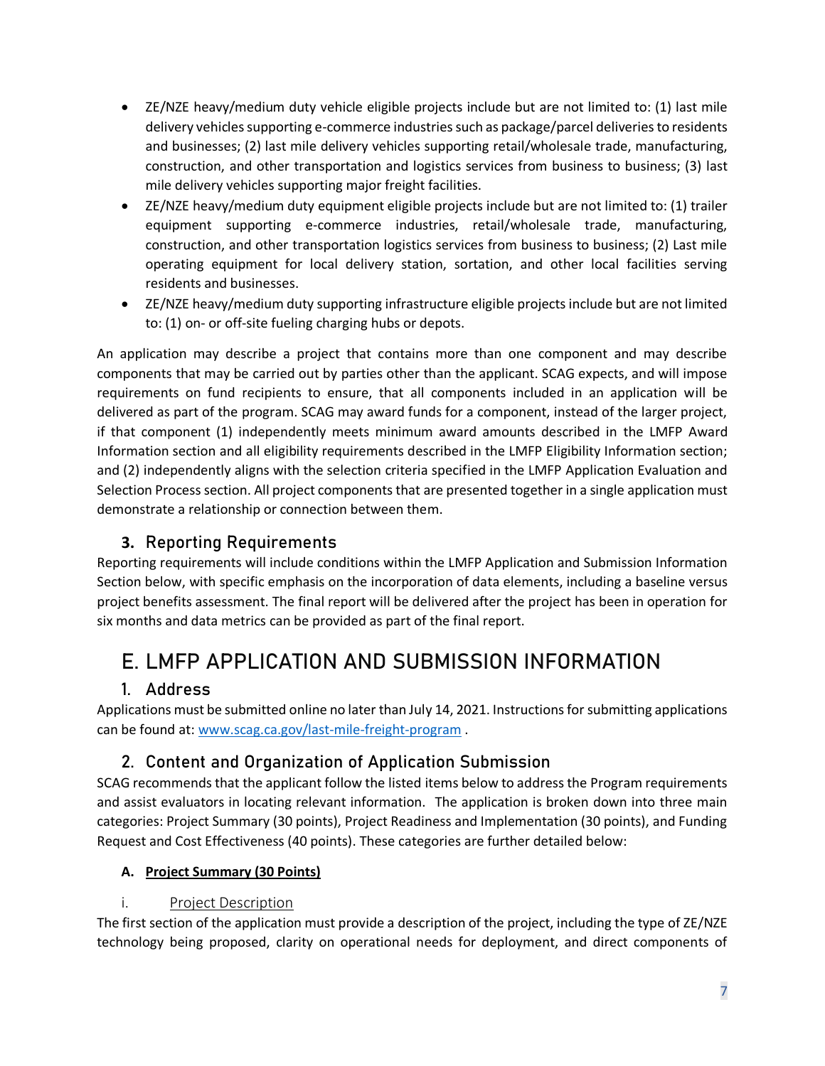- ZE/NZE heavy/medium duty vehicle eligible projects include but are not limited to: (1) last mile delivery vehicles supporting e-commerce industries such as package/parcel deliveries to residents and businesses; (2) last mile delivery vehicles supporting retail/wholesale trade, manufacturing, construction, and other transportation and logistics services from business to business; (3) last mile delivery vehicles supporting major freight facilities.
- ZE/NZE heavy/medium duty equipment eligible projects include but are not limited to: (1) trailer equipment supporting e-commerce industries, retail/wholesale trade, manufacturing, construction, and other transportation logistics services from business to business; (2) Last mile operating equipment for local delivery station, sortation, and other local facilities serving residents and businesses.
- ZE/NZE heavy/medium duty supporting infrastructure eligible projects include but are not limited to: (1) on- or off-site fueling charging hubs or depots.

An application may describe a project that contains more than one component and may describe components that may be carried out by parties other than the applicant. SCAG expects, and will impose requirements on fund recipients to ensure, that all components included in an application will be delivered as part of the program. SCAG may award funds for a component, instead of the larger project, if that component (1) independently meets minimum award amounts described in the LMFP Award Information section and all eligibility requirements described in the LMFP Eligibility Information section; and (2) independently aligns with the selection criteria specified in the LMFP Application Evaluation and Selection Process section. All project components that are presented together in a single application must demonstrate a relationship or connection between them.

### 3. Reporting Requirements

Reporting requirements will include conditions within the LMFP Application and Submission Information Section below, with specific emphasis on the incorporation of data elements, including a baseline versus project benefits assessment. The final report will be delivered after the project has been in operation for six months and data metrics can be provided as part of the final report.

## E. LMFP APPLICATION AND SUBMISSION INFORMATION

### 1. Address

Applications must be submitted online no later than July 14, 2021. Instructions for submitting applications can be found at: www.scag.ca.gov/last-mile-freight-program .

### 2. Content and Organization of Application Submission

SCAG recommends that the applicant follow the listed items below to address the Program requirements and assist evaluators in locating relevant information. The application is broken down into three main categories: Project Summary (30 points), Project Readiness and Implementation (30 points), and Funding Request and Cost Effectiveness (40 points). These categories are further detailed below:

#### A. Project Summary (30 Points)

i. Project Description

The first section of the application must provide a description of the project, including the type of ZE/NZE technology being proposed, clarity on operational needs for deployment, and direct components of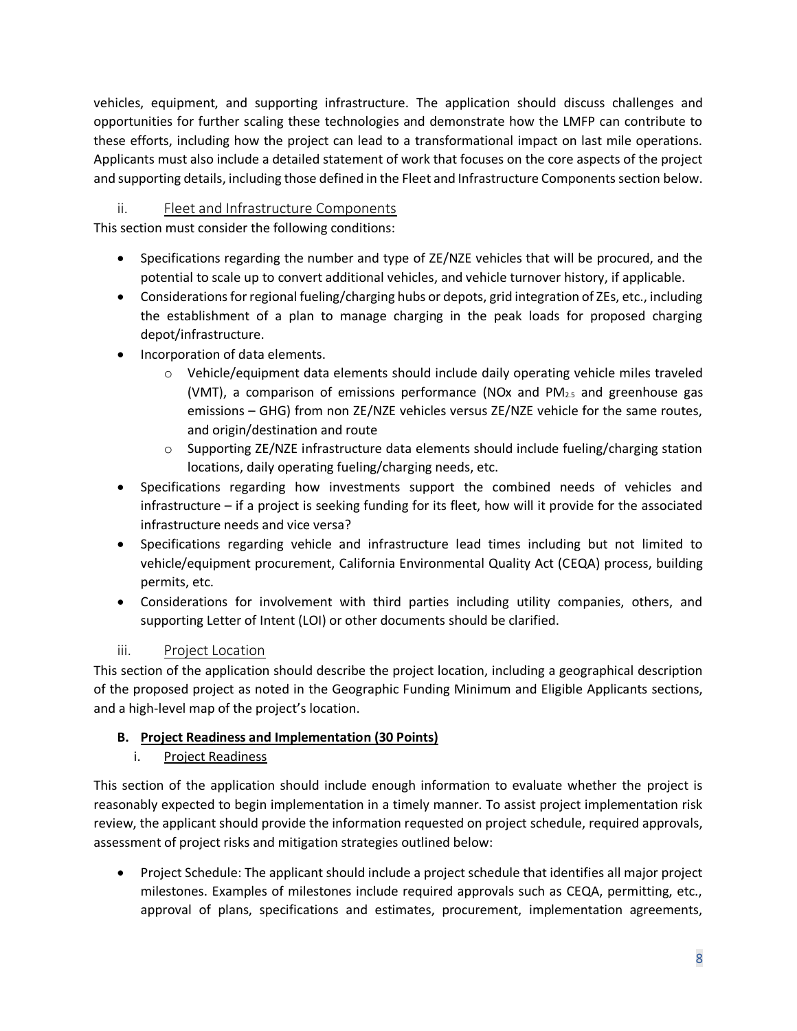vehicles, equipment, and supporting infrastructure. The application should discuss challenges and opportunities for further scaling these technologies and demonstrate how the LMFP can contribute to these efforts, including how the project can lead to a transformational impact on last mile operations. Applicants must also include a detailed statement of work that focuses on the core aspects of the project and supporting details, including those defined in the Fleet and Infrastructure Components section below.

#### ii. Fleet and Infrastructure Components

This section must consider the following conditions:

- Specifications regarding the number and type of ZE/NZE vehicles that will be procured, and the potential to scale up to convert additional vehicles, and vehicle turnover history, if applicable.
- Considerations for regional fueling/charging hubs or depots, grid integration of ZEs, etc., including the establishment of a plan to manage charging in the peak loads for proposed charging depot/infrastructure.
- Incorporation of data elements.
  - Vehicle/equipment data elements should include daily operating vehicle miles traveled (VMT), a comparison of emissions performance (NOx and $PM_{2.5}$ and greenhouse gas emissions – GHG) from non ZE/NZE vehicles versus ZE/NZE vehicle for the same routes, and origin/destination and route
  - Supporting ZE/NZE infrastructure data elements should include fueling/charging station locations, daily operating fueling/charging needs, etc.
- Specifications regarding how investments support the combined needs of vehicles and infrastructure – if a project is seeking funding for its fleet, how will it provide for the associated infrastructure needs and vice versa?
- Specifications regarding vehicle and infrastructure lead times including but not limited to vehicle/equipment procurement, California Environmental Quality Act (CEQA) process, building permits, etc.
- Considerations for involvement with third parties including utility companies, others, and supporting Letter of Intent (LOI) or other documents should be clarified.

#### iii. Project Location

This section of the application should describe the project location, including a geographical description of the proposed project as noted in the Geographic Funding Minimum and Eligible Applicants sections, and a high-level map of the project's location.

### B. Project Readiness and Implementation (30 Points)

#### i. Project Readiness

This section of the application should include enough information to evaluate whether the project is reasonably expected to begin implementation in a timely manner. To assist project implementation risk review, the applicant should provide the information requested on project schedule, required approvals, assessment of project risks and mitigation strategies outlined below:

- Project Schedule: The applicant should include a project schedule that identifies all major project milestones. Examples of milestones include required approvals such as CEQA, permitting, etc., approval of plans, specifications and estimates, procurement, implementation agreements,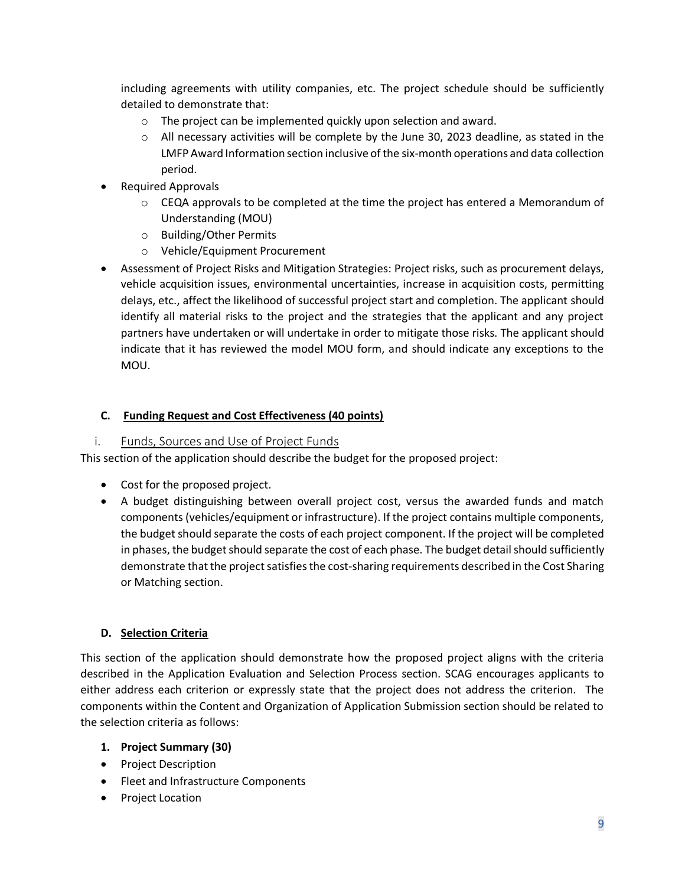including agreements with utility companies, etc. The project schedule should be sufficiently detailed to demonstrate that:

  - The project can be implemented quickly upon selection and award.
  - All necessary activities will be complete by the June 30, 2023 deadline, as stated in the LMFP Award Information section inclusive of the six-month operations and data collection period.

- Required Approvals
  - CEQA approvals to be completed at the time the project has entered a Memorandum of Understanding (MOU)
  - Building/Other Permits
  - Vehicle/Equipment Procurement
- Assessment of Project Risks and Mitigation Strategies: Project risks, such as procurement delays, vehicle acquisition issues, environmental uncertainties, increase in acquisition costs, permitting delays, etc., affect the likelihood of successful project start and completion. The applicant should identify all material risks to the project and the strategies that the applicant and any project partners have undertaken or will undertake in order to mitigate those risks. The applicant should indicate that it has reviewed the model MOU form, and should indicate any exceptions to the MOU.

### C. <u>Funding Request and Cost Effectiveness (40 points)</u>

#### i. <u>Funds, Sources and Use of Project Funds</u>

This section of the application should describe the budget for the proposed project:

- Cost for the proposed project.
- A budget distinguishing between overall project cost, versus the awarded funds and match components (vehicles/equipment or infrastructure). If the project contains multiple components, the budget should separate the costs of each project component. If the project will be completed in phases, the budget should separate the cost of each phase. The budget detail should sufficiently demonstrate that the project satisfies the cost-sharing requirements described in the Cost Sharing or Matching section.

### D. <u>Selection Criteria</u>

This section of the application should demonstrate how the proposed project aligns with the criteria described in the Application Evaluation and Selection Process section. SCAG encourages applicants to either address each criterion or expressly state that the project does not address the criterion. The components within the Content and Organization of Application Submission section should be related to the selection criteria as follows:

**1. Project Summary (30)**

- Project Description
- Fleet and Infrastructure Components
- Project Location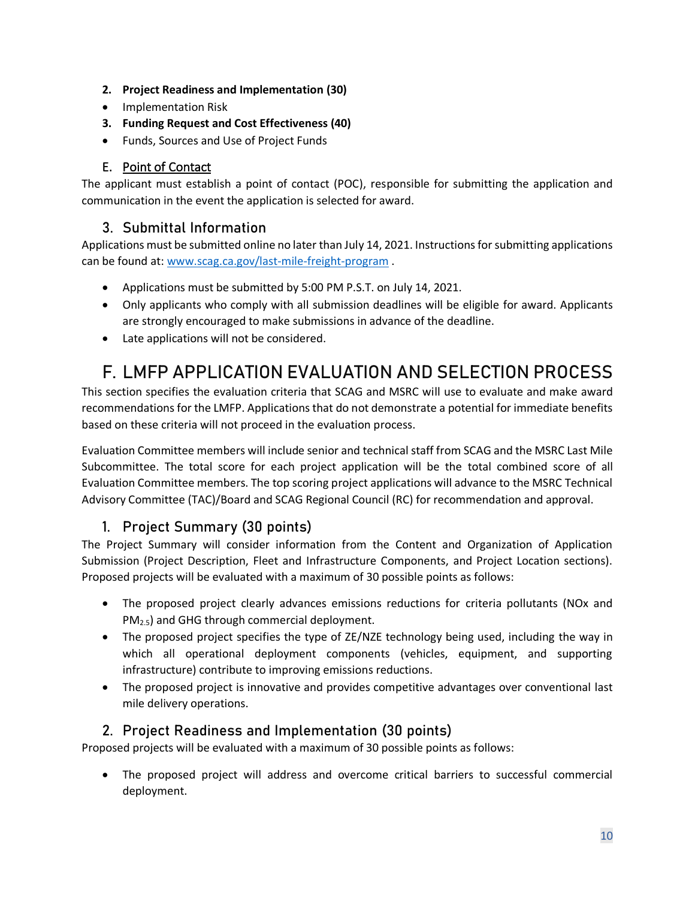2. **Project Readiness and Implementation (30)**

- Implementation Risk

3. **Funding Request and Cost Effectiveness (40)**

- Funds, Sources and Use of Project Funds

### E. Point of Contact

The applicant must establish a point of contact (POC), responsible for submitting the application and communication in the event the application is selected for award.

### 3. Submittal Information

Applications must be submitted online no later than July 14, 2021. Instructions for submitting applications can be found at: www.scag.ca.gov/last-mile-freight-program .

- Applications must be submitted by 5:00 PM P.S.T. on July 14, 2021.
- Only applicants who comply with all submission deadlines will be eligible for award. Applicants are strongly encouraged to make submissions in advance of the deadline.
- Late applications will not be considered.

## F. LMFP APPLICATION EVALUATION AND SELECTION PROCESS

This section specifies the evaluation criteria that SCAG and MSRC will use to evaluate and make award recommendations for the LMFP. Applications that do not demonstrate a potential for immediate benefits based on these criteria will not proceed in the evaluation process.

Evaluation Committee members will include senior and technical staff from SCAG and the MSRC Last Mile Subcommittee. The total score for each project application will be the total combined score of all Evaluation Committee members. The top scoring project applications will advance to the MSRC Technical Advisory Committee (TAC)/Board and SCAG Regional Council (RC) for recommendation and approval.

### 1. Project Summary (30 points)

The Project Summary will consider information from the Content and Organization of Application Submission (Project Description, Fleet and Infrastructure Components, and Project Location sections). Proposed projects will be evaluated with a maximum of 30 possible points as follows:

- The proposed project clearly advances emissions reductions for criteria pollutants (NOx and $PM_{2.5}$) and GHG through commercial deployment.
- The proposed project specifies the type of ZE/NZE technology being used, including the way in which all operational deployment components (vehicles, equipment, and supporting infrastructure) contribute to improving emissions reductions.
- The proposed project is innovative and provides competitive advantages over conventional last mile delivery operations.

### 2. Project Readiness and Implementation (30 points)

Proposed projects will be evaluated with a maximum of 30 possible points as follows:

- The proposed project will address and overcome critical barriers to successful commercial deployment.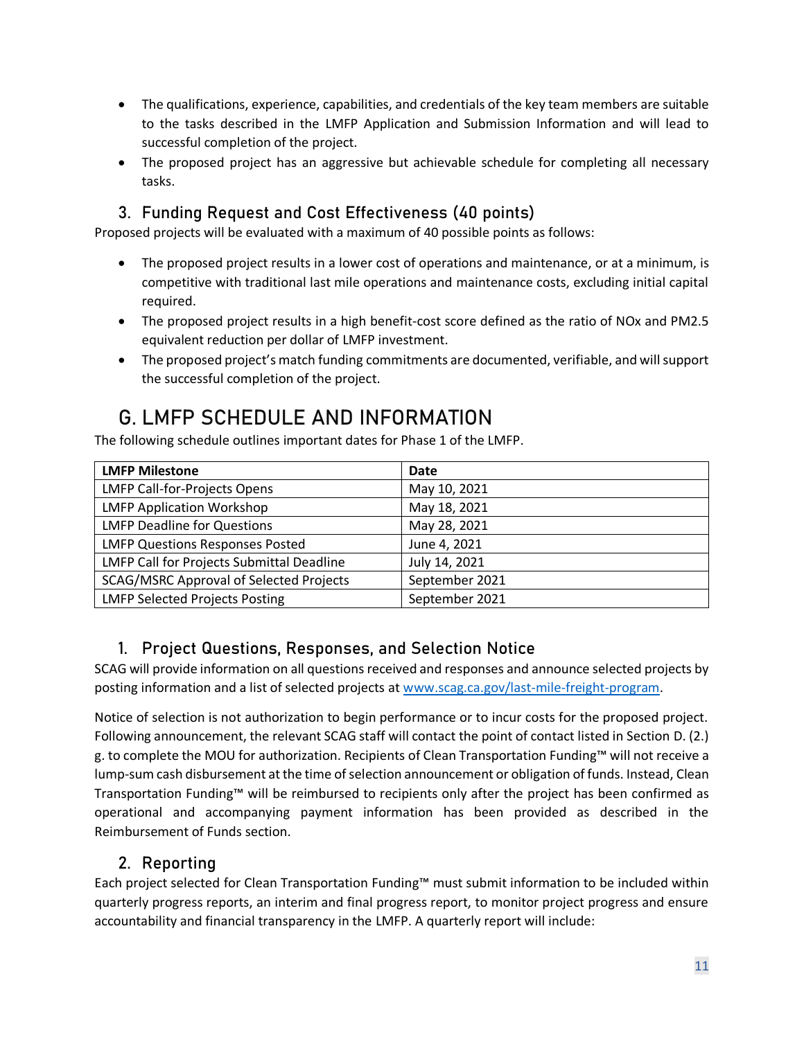- The qualifications, experience, capabilities, and credentials of the key team members are suitable to the tasks described in the LMFP Application and Submission Information and will lead to successful completion of the project.
- The proposed project has an aggressive but achievable schedule for completing all necessary tasks.

### 3. Funding Request and Cost Effectiveness (40 points)

Proposed projects will be evaluated with a maximum of 40 possible points as follows:

- The proposed project results in a lower cost of operations and maintenance, or at a minimum, is competitive with traditional last mile operations and maintenance costs, excluding initial capital required.
- The proposed project results in a high benefit-cost score defined as the ratio of $NO_x$ and PM2.5 equivalent reduction per dollar of LMFP investment.
- The proposed project's match funding commitments are documented, verifiable, and will support the successful completion of the project.

## G. LMFP SCHEDULE AND INFORMATION

The following schedule outlines important dates for Phase 1 of the LMFP.

| LMFP Milestone | Date |
| --- | --- |
| LMFP Call-for-Projects Opens | May 10, 2021 |
| LMFP Application Workshop | May 18, 2021 |
| LMFP Deadline for Questions | May 28, 2021 |
| LMFP Questions Responses Posted | June 4, 2021 |
| LMFP Call for Projects Submittal Deadline | July 14, 2021 |
| SCAG/MSRC Approval of Selected Projects | September 2021 |
| LMFP Selected Projects Posting | September 2021 |

### 1. Project Questions, Responses, and Selection Notice

SCAG will provide information on all questions received and responses and announce selected projects by posting information and a list of selected projects at [www.scag.ca.gov/last-mile-freight-program](www.scag.ca.gov/last-mile-freight-program).

Notice of selection is not authorization to begin performance or to incur costs for the proposed project. Following announcement, the relevant SCAG staff will contact the point of contact listed in Section D. (2.) g. to complete the MOU for authorization. Recipients of Clean Transportation Funding™ will not receive a lump-sum cash disbursement at the time of selection announcement or obligation of funds. Instead, Clean Transportation Funding™ will be reimbursed to recipients only after the project has been confirmed as operational and accompanying payment information has been provided as described in the Reimbursement of Funds section.

### 2. Reporting

Each project selected for Clean Transportation Funding™ must submit information to be included within quarterly progress reports, an interim and final progress report, to monitor project progress and ensure accountability and financial transparency in the LMFP. A quarterly report will include: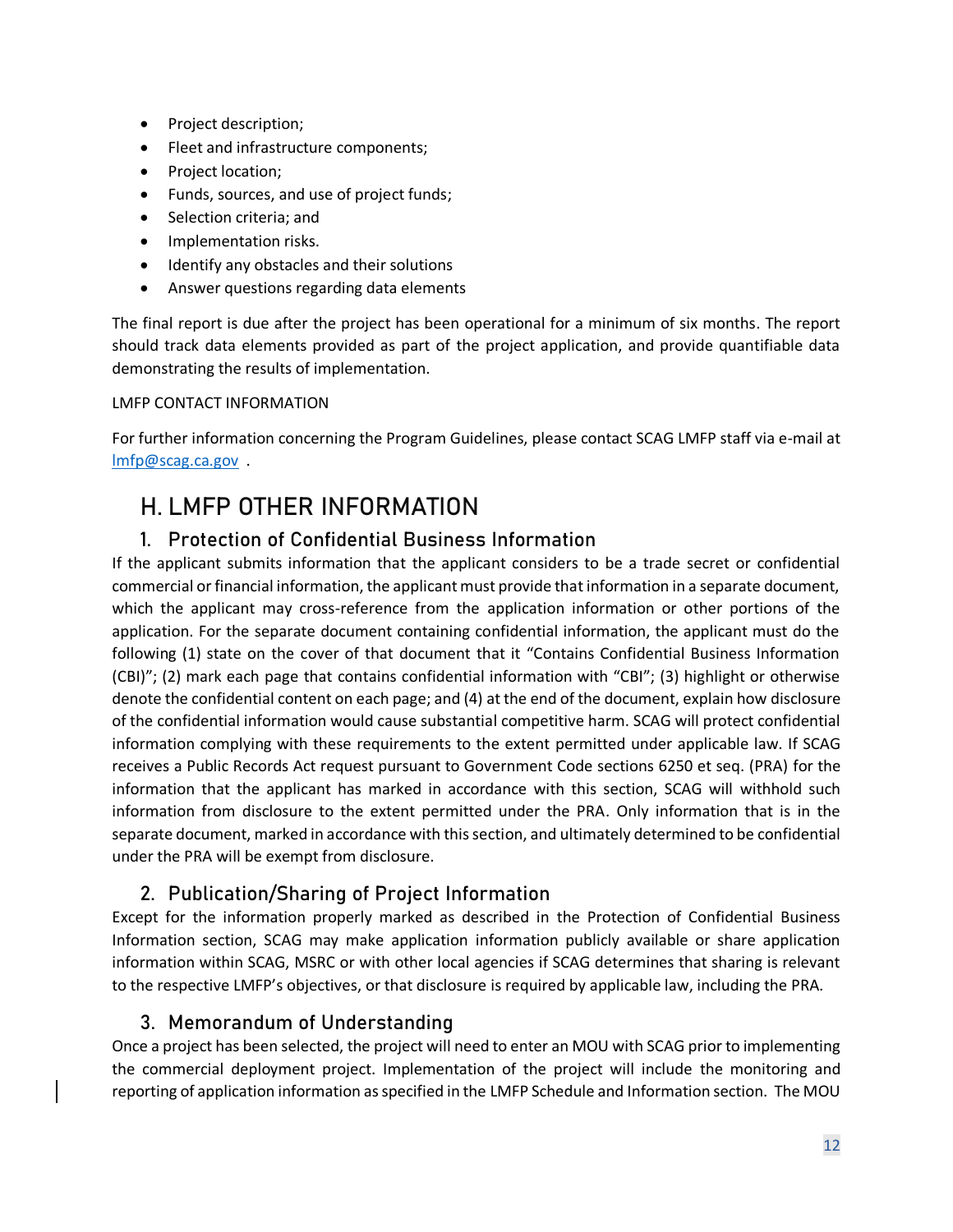- Project description;
- Fleet and infrastructure components;
- Project location;
- Funds, sources, and use of project funds;
- Selection criteria; and
- Implementation risks.
- Identify any obstacles and their solutions
- Answer questions regarding data elements

The final report is due after the project has been operational for a minimum of six months. The report should track data elements provided as part of the project application, and provide quantifiable data demonstrating the results of implementation.

LMFP CONTACT INFORMATION

For further information concerning the Program Guidelines, please contact SCAG LMFP staff via e-mail at lmfp@scag.ca.gov .

## H. LMFP OTHER INFORMATION

### 1. Protection of Confidential Business Information

If the applicant submits information that the applicant considers to be a trade secret or confidential commercial or financial information, the applicant must provide that information in a separate document, which the applicant may cross-reference from the application information or other portions of the application. For the separate document containing confidential information, the applicant must do the following (1) state on the cover of that document that it "Contains Confidential Business Information (CBI)"; (2) mark each page that contains confidential information with "CBI"; (3) highlight or otherwise denote the confidential content on each page; and (4) at the end of the document, explain how disclosure of the confidential information would cause substantial competitive harm. SCAG will protect confidential information complying with these requirements to the extent permitted under applicable law. If SCAG receives a Public Records Act request pursuant to Government Code sections 6250 et seq. (PRA) for the information that the applicant has marked in accordance with this section, SCAG will withhold such information from disclosure to the extent permitted under the PRA. Only information that is in the separate document, marked in accordance with this section, and ultimately determined to be confidential under the PRA will be exempt from disclosure.

### 2. Publication/Sharing of Project Information

Except for the information properly marked as described in the Protection of Confidential Business Information section, SCAG may make application information publicly available or share application information within SCAG, MSRC or with other local agencies if SCAG determines that sharing is relevant to the respective LMFP's objectives, or that disclosure is required by applicable law, including the PRA.

### 3. Memorandum of Understanding

Once a project has been selected, the project will need to enter an MOU with SCAG prior to implementing the commercial deployment project. Implementation of the project will include the monitoring and reporting of application information as specified in the LMFP Schedule and Information section. The MOU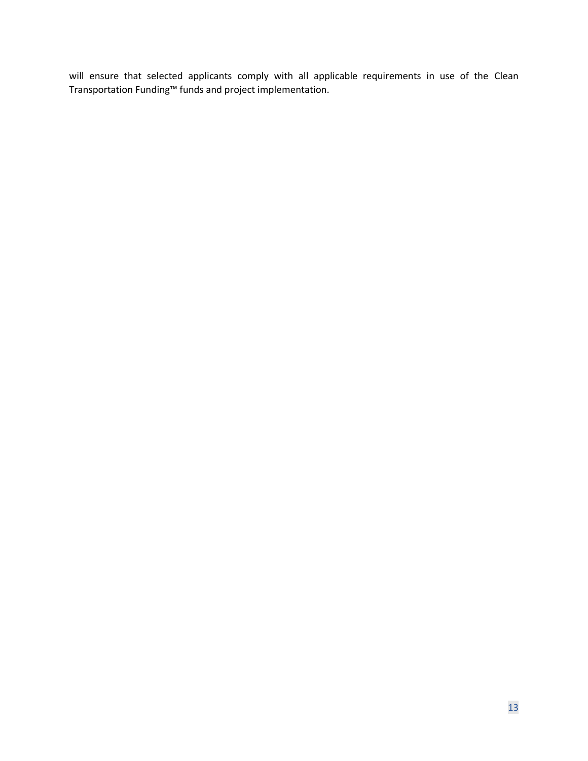will ensure that selected applicants comply with all applicable requirements in use of the Clean Transportation Funding™ funds and project implementation.